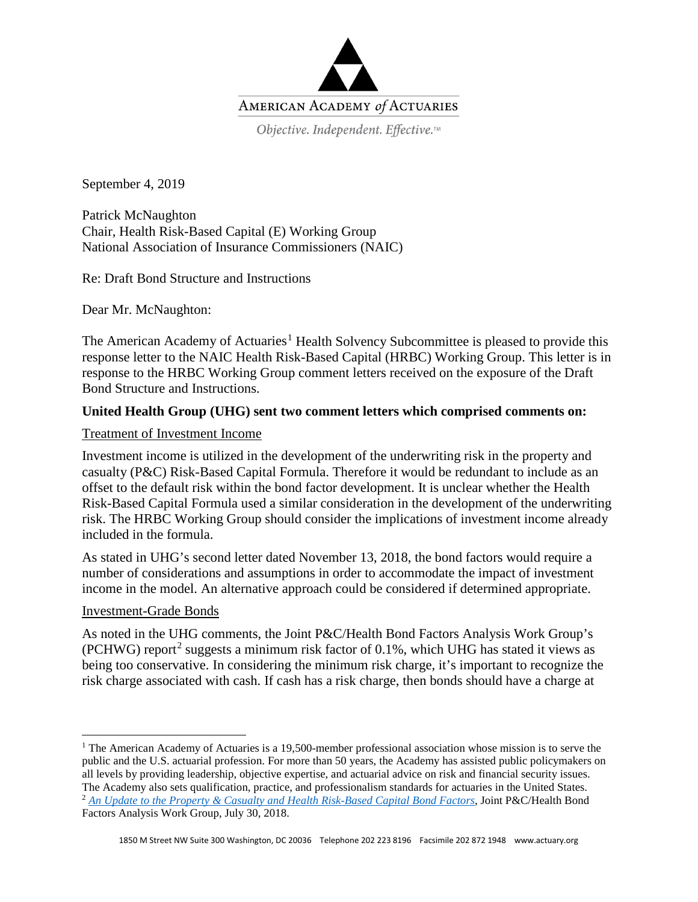AMERICAN ACADEMY *of* ACTUARIES

*Objective. Independent. Effective.™*

September 4, 2019

Patrick McNaughton
Chair, Health Risk-Based Capital (E) Working Group
National Association of Insurance Commissioners (NAIC)

Re: Draft Bond Structure and Instructions

Dear Mr. McNaughton:

The American Academy of Actuaries[1] Health Solvency Subcommittee is pleased to provide this response letter to the NAIC Health Risk-Based Capital (HRBC) Working Group. This letter is in response to the HRBC Working Group comment letters received on the exposure of the Draft Bond Structure and Instructions.

**United Health Group (UHG) sent two comment letters which comprised comments on:**

Treatment of Investment Income

Investment income is utilized in the development of the underwriting risk in the property and casualty (P&C) Risk-Based Capital Formula. Therefore it would be redundant to include as an offset to the default risk within the bond factor development. It is unclear whether the Health Risk-Based Capital Formula used a similar consideration in the development of the underwriting risk. The HRBC Working Group should consider the implications of investment income already included in the formula.

As stated in UHG's second letter dated November 13, 2018, the bond factors would require a number of considerations and assumptions in order to accommodate the impact of investment income in the model. An alternative approach could be considered if determined appropriate.

Investment-Grade Bonds

As noted in the UHG comments, the Joint P&C/Health Bond Factors Analysis Work Group's (PCHWG) report[2] suggests a minimum risk factor of 0.1%, which UHG has stated it views as being too conservative. In considering the minimum risk charge, it's important to recognize the risk charge associated with cash. If cash has a risk charge, then bonds should have a charge at

---

[1] The American Academy of Actuaries is a 19,500-member professional association whose mission is to serve the public and the U.S. actuarial profession. For more than 50 years, the Academy has assisted public policymakers on all levels by providing leadership, objective expertise, and actuarial advice on risk and financial security issues. The Academy also sets qualification, practice, and professionalism standards for actuaries in the United States.

[2] *An Update to the Property & Casualty and Health Risk-Based Capital Bond Factors*, Joint P&C/Health Bond Factors Analysis Work Group, July 30, 2018.

1850 M Street NW Suite 300 Washington, DC 20036 Telephone 202 223 8196 Facsimile 202 872 1948 www.actuary.org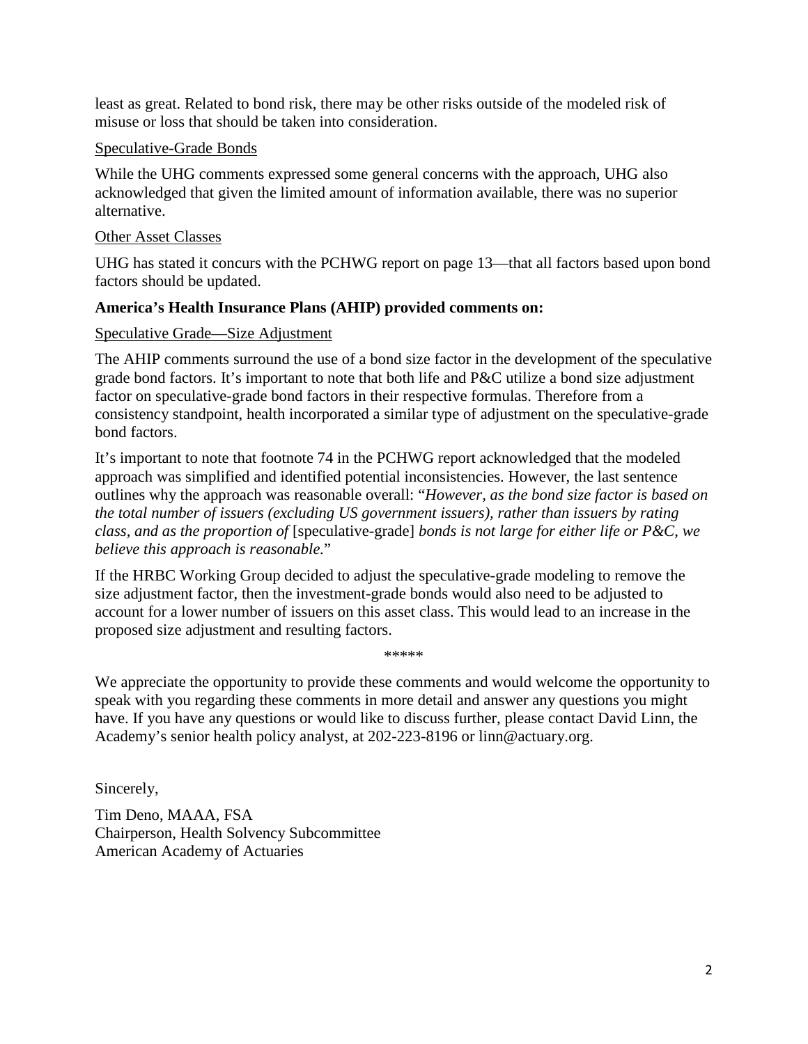least as great. Related to bond risk, there may be other risks outside of the modeled risk of misuse or loss that should be taken into consideration.

Speculative-Grade Bonds

While the UHG comments expressed some general concerns with the approach, UHG also acknowledged that given the limited amount of information available, there was no superior alternative.

Other Asset Classes

UHG has stated it concurs with the PCHWG report on page 13—that all factors based upon bond factors should be updated.

**America's Health Insurance Plans (AHIP) provided comments on:**

Speculative Grade—Size Adjustment

The AHIP comments surround the use of a bond size factor in the development of the speculative grade bond factors. It's important to note that both life and P&C utilize a bond size adjustment factor on speculative-grade bond factors in their respective formulas. Therefore from a consistency standpoint, health incorporated a similar type of adjustment on the speculative-grade bond factors.

It's important to note that footnote 74 in the PCHWG report acknowledged that the modeled approach was simplified and identified potential inconsistencies. However, the last sentence outlines why the approach was reasonable overall: "*However, as the bond size factor is based on the total number of issuers (excluding US government issuers), rather than issuers by rating class, and as the proportion of* [speculative-grade] *bonds is not large for either life or P&C, we believe this approach is reasonable.*"

If the HRBC Working Group decided to adjust the speculative-grade modeling to remove the size adjustment factor, then the investment-grade bonds would also need to be adjusted to account for a lower number of issuers on this asset class. This would lead to an increase in the proposed size adjustment and resulting factors.

*****

We appreciate the opportunity to provide these comments and would welcome the opportunity to speak with you regarding these comments in more detail and answer any questions you might have. If you have any questions or would like to discuss further, please contact David Linn, the Academy's senior health policy analyst, at 202-223-8196 or linn@actuary.org.

Sincerely,

Tim Deno, MAAA, FSA
Chairperson, Health Solvency Subcommittee
American Academy of Actuaries